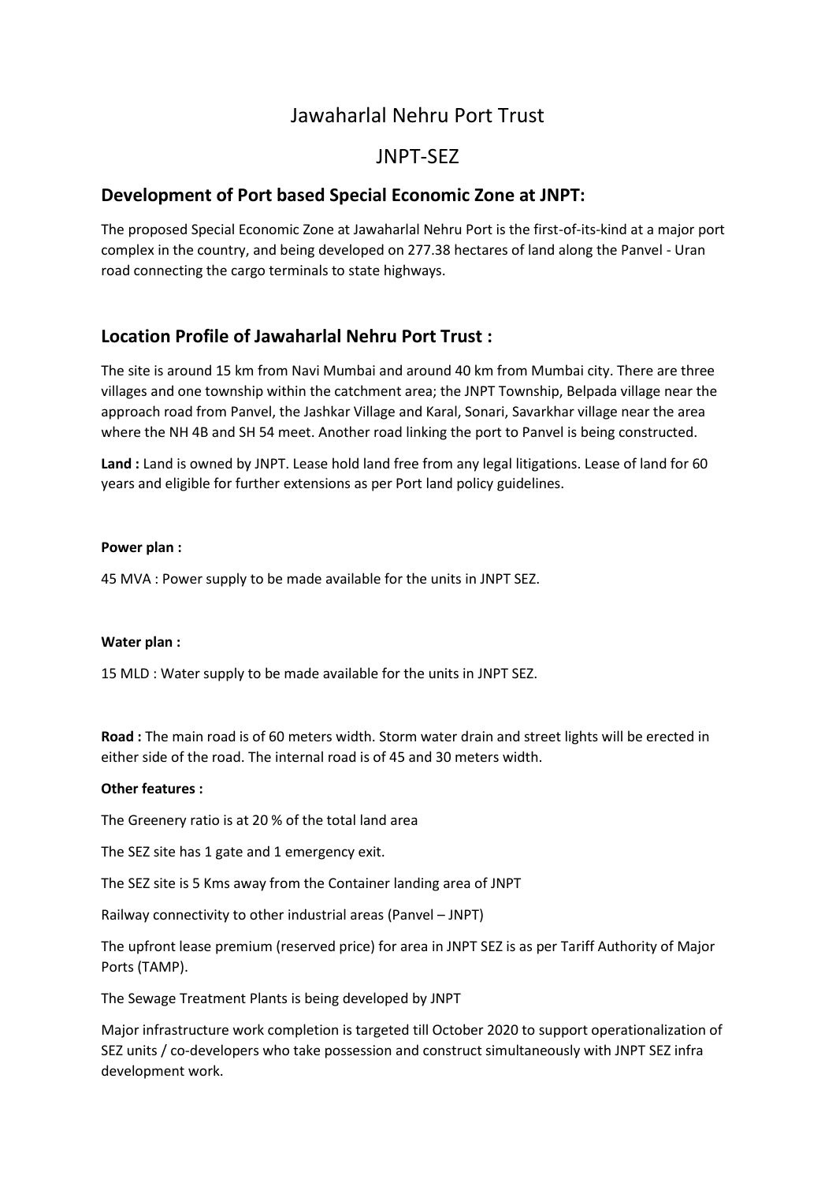# Jawaharlal Nehru Port Trust

# JNPT-SEZ

## Development of Port based Special Economic Zone at JNPT:

The proposed Special Economic Zone at Jawaharlal Nehru Port is the first-of-its-kind at a major port complex in the country, and being developed on 277.38 hectares of land along the Panvel - Uran road connecting the cargo terminals to state highways.

## Location Profile of Jawaharlal Nehru Port Trust :

The site is around 15 km from Navi Mumbai and around 40 km from Mumbai city. There are three villages and one township within the catchment area; the JNPT Township, Belpada village near the approach road from Panvel, the Jashkar Village and Karal, Sonari, Savarkhar village near the area where the NH 4B and SH 54 meet. Another road linking the port to Panvel is being constructed.

**Land :** Land is owned by JNPT. Lease hold land free from any legal litigations. Lease of land for 60 years and eligible for further extensions as per Port land policy guidelines.

**Power plan :**

45 MVA : Power supply to be made available for the units in JNPT SEZ.

**Water plan :**

15 MLD : Water supply to be made available for the units in JNPT SEZ.

**Road :** The main road is of 60 meters width. Storm water drain and street lights will be erected in either side of the road. The internal road is of 45 and 30 meters width.

**Other features :**

The Greenery ratio is at 20 % of the total land area

The SEZ site has 1 gate and 1 emergency exit.

The SEZ site is 5 Kms away from the Container landing area of JNPT

Railway connectivity to other industrial areas (Panvel – JNPT)

The upfront lease premium (reserved price) for area in JNPT SEZ is as per Tariff Authority of Major Ports (TAMP).

The Sewage Treatment Plants is being developed by JNPT

Major infrastructure work completion is targeted till October 2020 to support operationalization of SEZ units / co-developers who take possession and construct simultaneously with JNPT SEZ infra development work.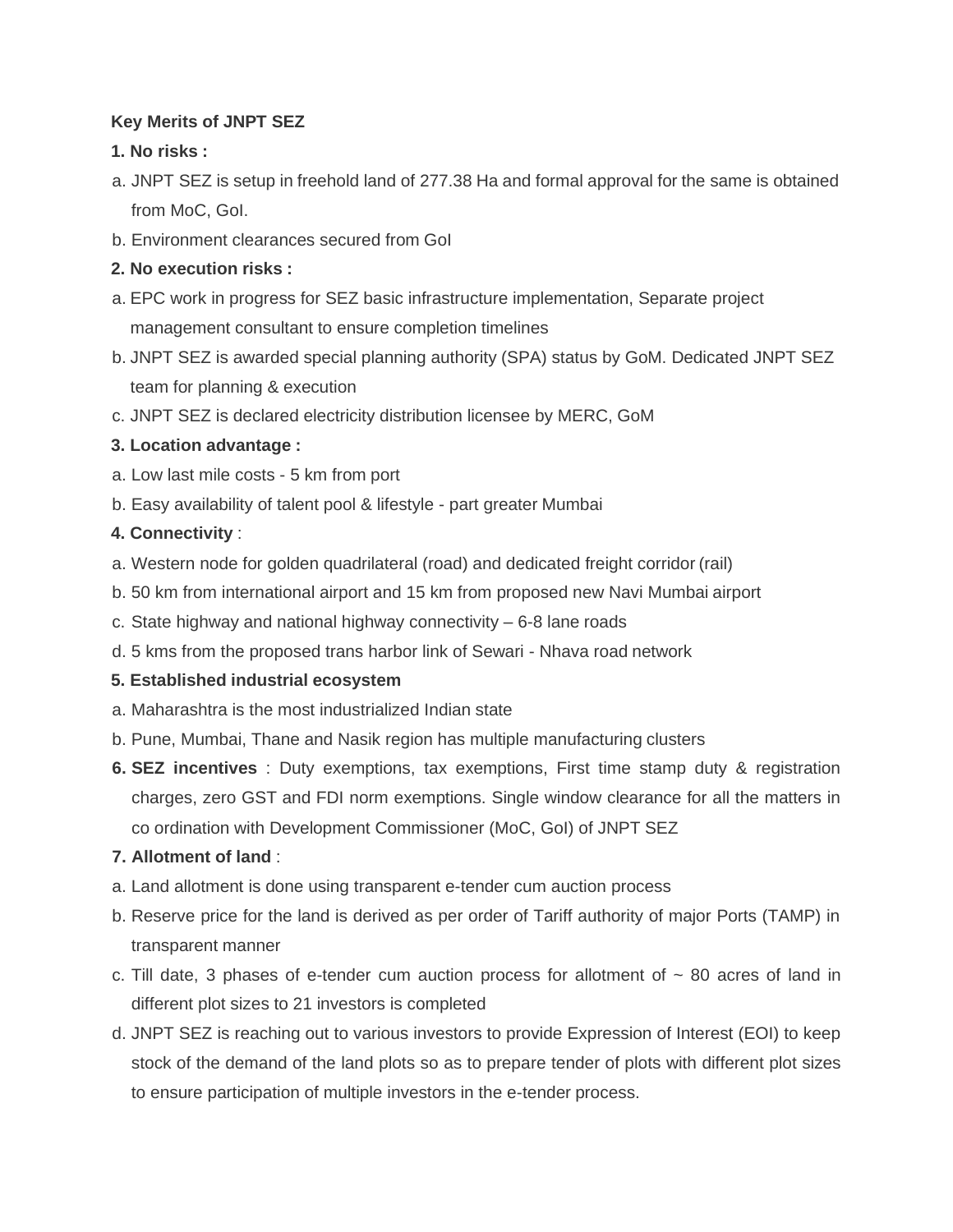**Key Merits of JNPT SEZ**

**1. No risks :**

a. JNPT SEZ is setup in freehold land of 277.38 Ha and formal approval for the same is obtained from MoC, GoI.

b. Environment clearances secured from GoI

**2. No execution risks :**

a. EPC work in progress for SEZ basic infrastructure implementation, Separate project management consultant to ensure completion timelines

b. JNPT SEZ is awarded special planning authority (SPA) status by GoM. Dedicated JNPT SEZ team for planning & execution

c. JNPT SEZ is declared electricity distribution licensee by MERC, GoM

**3. Location advantage :**

a. Low last mile costs - 5 km from port

b. Easy availability of talent pool & lifestyle - part greater Mumbai

**4. Connectivity** :

a. Western node for golden quadrilateral (road) and dedicated freight corridor (rail)

b. 50 km from international airport and 15 km from proposed new Navi Mumbai airport

c. State highway and national highway connectivity – 6-8 lane roads

d. 5 kms from the proposed trans harbor link of Sewari - Nhava road network

**5. Established industrial ecosystem**

a. Maharashtra is the most industrialized Indian state

b. Pune, Mumbai, Thane and Nasik region has multiple manufacturing clusters

**6. SEZ incentives** : Duty exemptions, tax exemptions, First time stamp duty & registration charges, zero GST and FDI norm exemptions. Single window clearance for all the matters in co ordination with Development Commissioner (MoC, GoI) of JNPT SEZ

**7. Allotment of land** :

a. Land allotment is done using transparent e-tender cum auction process

b. Reserve price for the land is derived as per order of Tariff authority of major Ports (TAMP) in transparent manner

c. Till date, 3 phases of e-tender cum auction process for allotment of ~ 80 acres of land in different plot sizes to 21 investors is completed

d. JNPT SEZ is reaching out to various investors to provide Expression of Interest (EOI) to keep stock of the demand of the land plots so as to prepare tender of plots with different plot sizes to ensure participation of multiple investors in the e-tender process.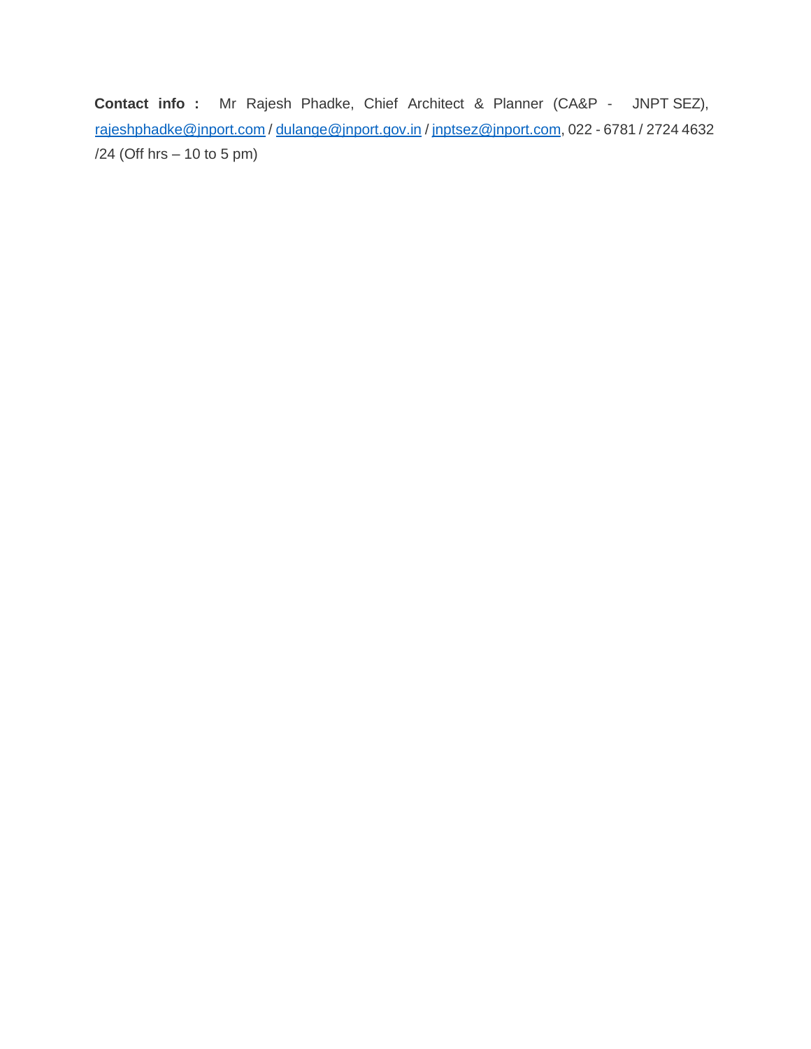**Contact info :** Mr Rajesh Phadke, Chief Architect & Planner (CA&P - JNPT SEZ), rajeshphadke@jnport.com / dulange@jnport.gov.in / jnptsez@jnport.com, 022 - 6781 / 2724 4632 /24 (Off hrs – 10 to 5 pm)